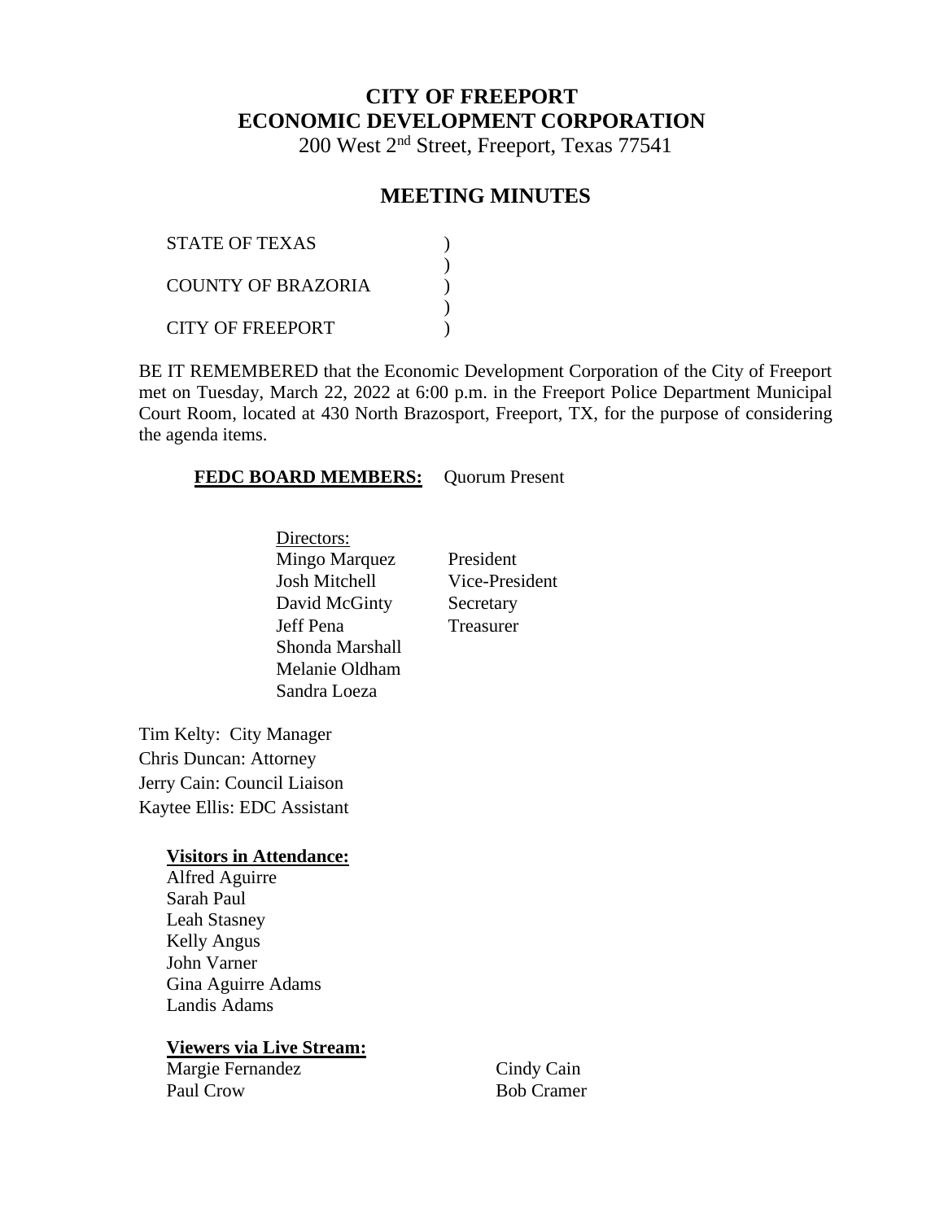# CITY OF FREEPORT
# ECONOMIC DEVELOPMENT CORPORATION

200 West 2nd Street, Freeport, Texas 77541

## MEETING MINUTES

STATE OF TEXAS )
)
COUNTY OF BRAZORIA )
)
CITY OF FREEPORT )

BE IT REMEMBERED that the Economic Development Corporation of the City of Freeport met on Tuesday, March 22, 2022 at 6:00 p.m. in the Freeport Police Department Municipal Court Room, located at 430 North Brazosport, Freeport, TX, for the purpose of considering the agenda items.

**FEDC BOARD MEMBERS:** Quorum Present

Directors:

| | |
|---|---|
| Mingo Marquez | President |
| Josh Mitchell | Vice-President |
| David McGinty | Secretary |
| Jeff Pena | Treasurer |
| Shonda Marshall | |
| Melanie Oldham | |
| Sandra Loeza | |

Tim Kelty: City Manager
Chris Duncan: Attorney
Jerry Cain: Council Liaison
Kaytee Ellis: EDC Assistant

**Visitors in Attendance:**

Alfred Aguirre
Sarah Paul
Leah Stasney
Kelly Angus
John Varner
Gina Aguirre Adams
Landis Adams

**Viewers via Live Stream:**

Margie Fernandez
Paul Crow
Cindy Cain
Bob Cramer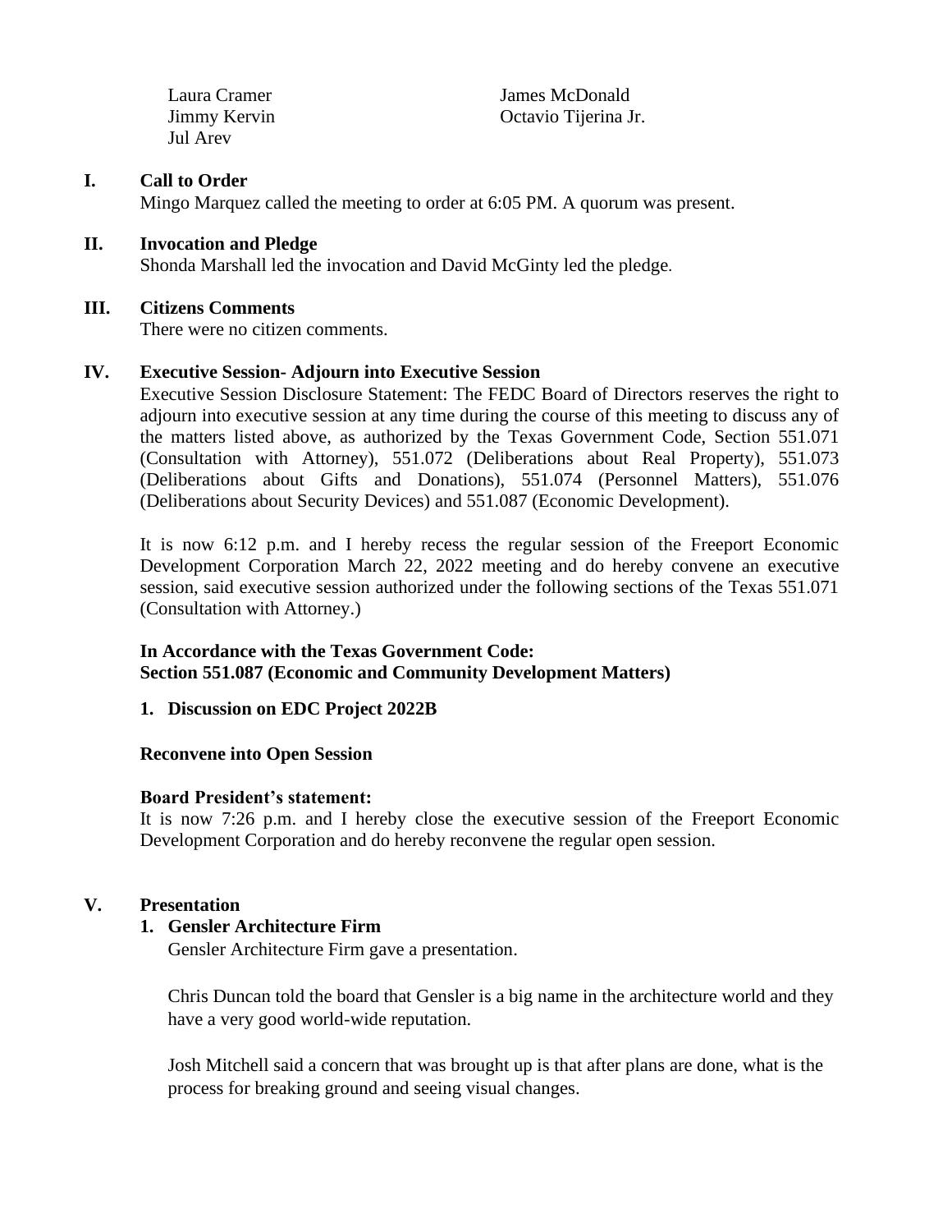Laura Cramer
Jimmy Kervin
Jul Arev
James McDonald
Octavio Tijerina Jr.

## I. Call to Order

Mingo Marquez called the meeting to order at 6:05 PM. A quorum was present.

## II. Invocation and Pledge

Shonda Marshall led the invocation and David McGinty led the pledge.

## III. Citizens Comments

There were no citizen comments.

## IV. Executive Session- Adjourn into Executive Session

Executive Session Disclosure Statement: The FEDC Board of Directors reserves the right to adjourn into executive session at any time during the course of this meeting to discuss any of the matters listed above, as authorized by the Texas Government Code, Section 551.071 (Consultation with Attorney), 551.072 (Deliberations about Real Property), 551.073 (Deliberations about Gifts and Donations), 551.074 (Personnel Matters), 551.076 (Deliberations about Security Devices) and 551.087 (Economic Development).

It is now 6:12 p.m. and I hereby recess the regular session of the Freeport Economic Development Corporation March 22, 2022 meeting and do hereby convene an executive session, said executive session authorized under the following sections of the Texas 551.071 (Consultation with Attorney.)

**In Accordance with the Texas Government Code:**
**Section 551.087 (Economic and Community Development Matters)**

1. **Discussion on EDC Project 2022B**

**Reconvene into Open Session**

**Board President's statement:**
It is now 7:26 p.m. and I hereby close the executive session of the Freeport Economic Development Corporation and do hereby reconvene the regular open session.

## V. Presentation

1. **Gensler Architecture Firm**

   Gensler Architecture Firm gave a presentation.

   Chris Duncan told the board that Gensler is a big name in the architecture world and they have a very good world-wide reputation.

   Josh Mitchell said a concern that was brought up is that after plans are done, what is the process for breaking ground and seeing visual changes.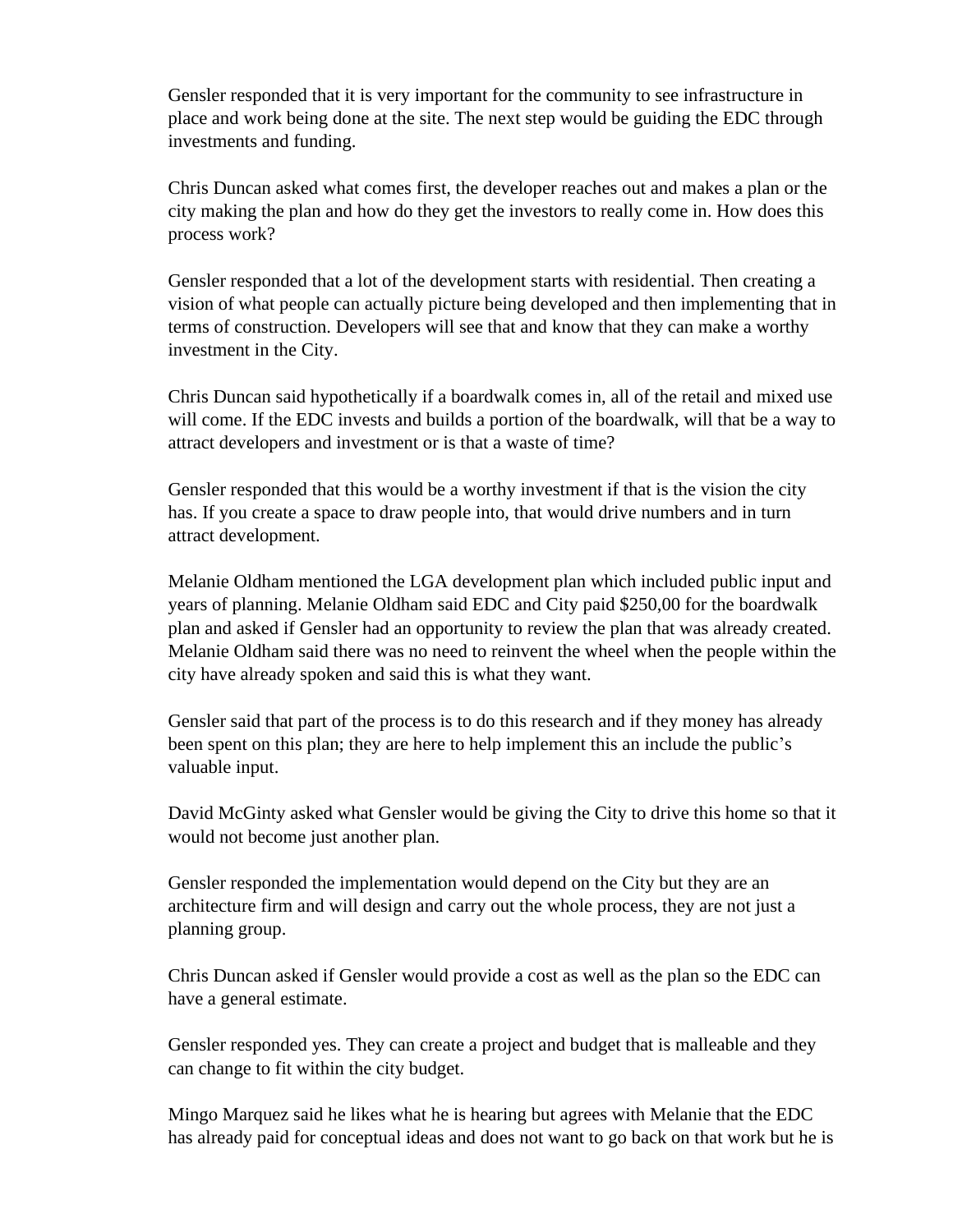Gensler responded that it is very important for the community to see infrastructure in place and work being done at the site. The next step would be guiding the EDC through investments and funding.

Chris Duncan asked what comes first, the developer reaches out and makes a plan or the city making the plan and how do they get the investors to really come in. How does this process work?

Gensler responded that a lot of the development starts with residential. Then creating a vision of what people can actually picture being developed and then implementing that in terms of construction. Developers will see that and know that they can make a worthy investment in the City.

Chris Duncan said hypothetically if a boardwalk comes in, all of the retail and mixed use will come. If the EDC invests and builds a portion of the boardwalk, will that be a way to attract developers and investment or is that a waste of time?

Gensler responded that this would be a worthy investment if that is the vision the city has. If you create a space to draw people into, that would drive numbers and in turn attract development.

Melanie Oldham mentioned the LGA development plan which included public input and years of planning. Melanie Oldham said EDC and City paid $250,00 for the boardwalk plan and asked if Gensler had an opportunity to review the plan that was already created. Melanie Oldham said there was no need to reinvent the wheel when the people within the city have already spoken and said this is what they want.

Gensler said that part of the process is to do this research and if they money has already been spent on this plan; they are here to help implement this an include the public's valuable input.

David McGinty asked what Gensler would be giving the City to drive this home so that it would not become just another plan.

Gensler responded the implementation would depend on the City but they are an architecture firm and will design and carry out the whole process, they are not just a planning group.

Chris Duncan asked if Gensler would provide a cost as well as the plan so the EDC can have a general estimate.

Gensler responded yes. They can create a project and budget that is malleable and they can change to fit within the city budget.

Mingo Marquez said he likes what he is hearing but agrees with Melanie that the EDC has already paid for conceptual ideas and does not want to go back on that work but he is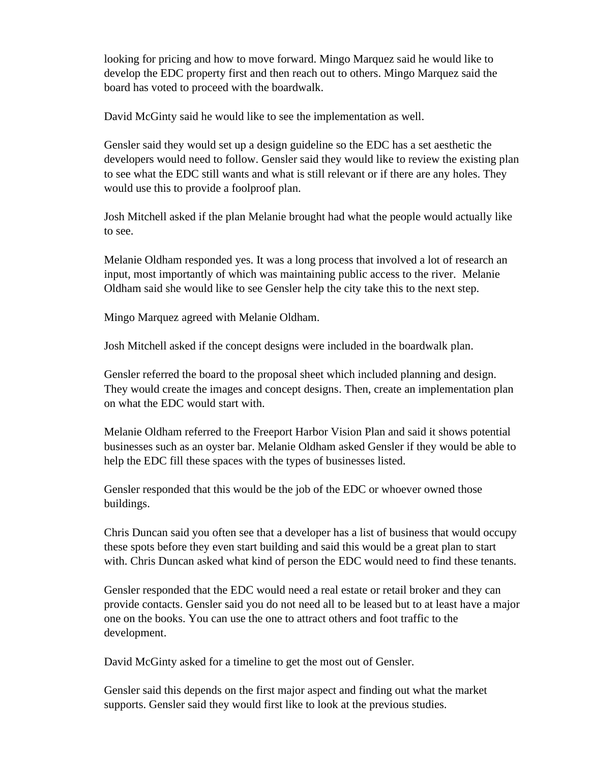looking for pricing and how to move forward. Mingo Marquez said he would like to develop the EDC property first and then reach out to others. Mingo Marquez said the board has voted to proceed with the boardwalk.

David McGinty said he would like to see the implementation as well.

Gensler said they would set up a design guideline so the EDC has a set aesthetic the developers would need to follow. Gensler said they would like to review the existing plan to see what the EDC still wants and what is still relevant or if there are any holes. They would use this to provide a foolproof plan.

Josh Mitchell asked if the plan Melanie brought had what the people would actually like to see.

Melanie Oldham responded yes. It was a long process that involved a lot of research an input, most importantly of which was maintaining public access to the river. Melanie Oldham said she would like to see Gensler help the city take this to the next step.

Mingo Marquez agreed with Melanie Oldham.

Josh Mitchell asked if the concept designs were included in the boardwalk plan.

Gensler referred the board to the proposal sheet which included planning and design. They would create the images and concept designs. Then, create an implementation plan on what the EDC would start with.

Melanie Oldham referred to the Freeport Harbor Vision Plan and said it shows potential businesses such as an oyster bar. Melanie Oldham asked Gensler if they would be able to help the EDC fill these spaces with the types of businesses listed.

Gensler responded that this would be the job of the EDC or whoever owned those buildings.

Chris Duncan said you often see that a developer has a list of business that would occupy these spots before they even start building and said this would be a great plan to start with. Chris Duncan asked what kind of person the EDC would need to find these tenants.

Gensler responded that the EDC would need a real estate or retail broker and they can provide contacts. Gensler said you do not need all to be leased but to at least have a major one on the books. You can use the one to attract others and foot traffic to the development.

David McGinty asked for a timeline to get the most out of Gensler.

Gensler said this depends on the first major aspect and finding out what the market supports. Gensler said they would first like to look at the previous studies.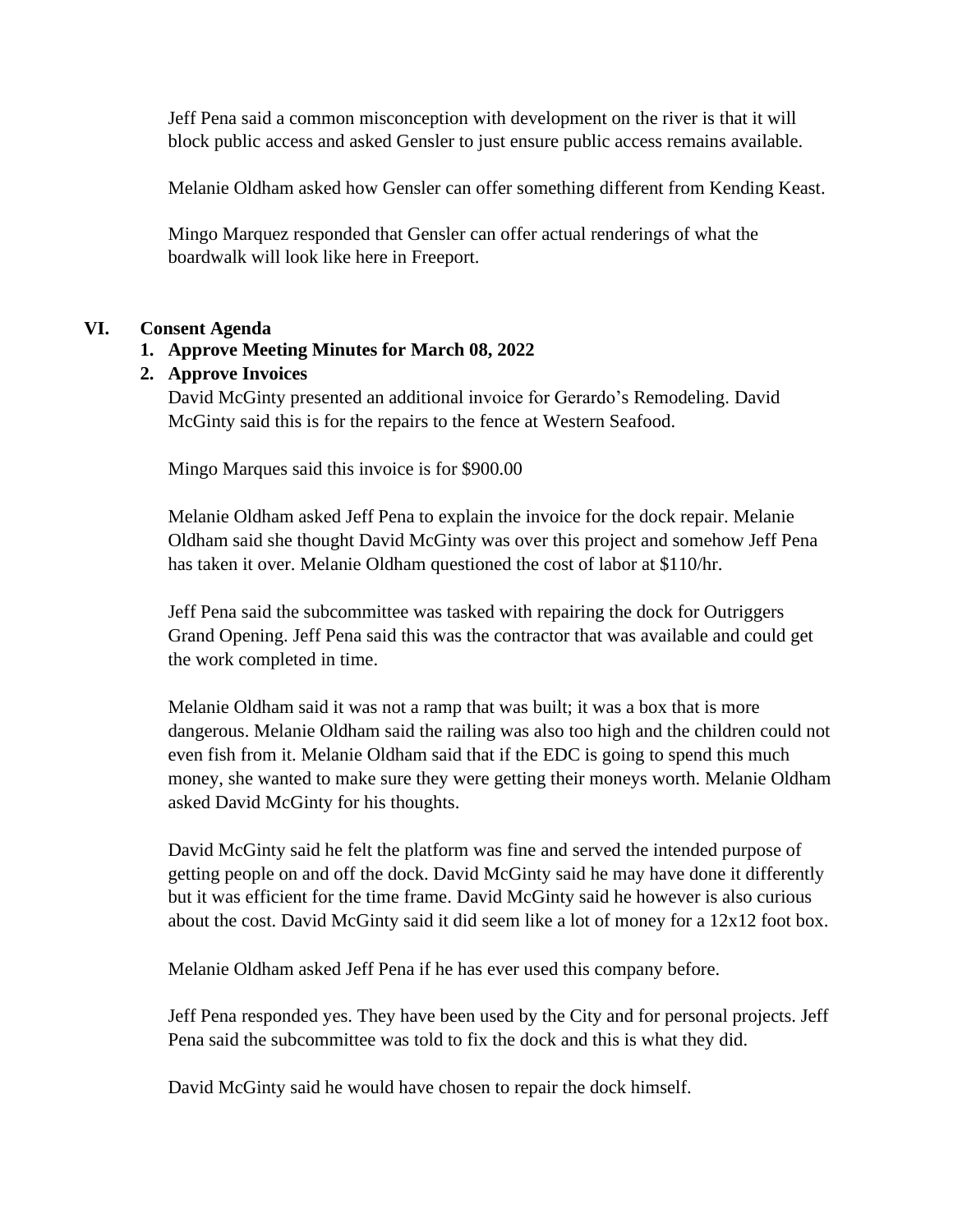Jeff Pena said a common misconception with development on the river is that it will block public access and asked Gensler to just ensure public access remains available.

Melanie Oldham asked how Gensler can offer something different from Kending Keast.

Mingo Marquez responded that Gensler can offer actual renderings of what the boardwalk will look like here in Freeport.

## VI. Consent Agenda

**1. Approve Meeting Minutes for March 08, 2022**

**2. Approve Invoices**

David McGinty presented an additional invoice for Gerardo's Remodeling. David McGinty said this is for the repairs to the fence at Western Seafood.

Mingo Marques said this invoice is for $900.00

Melanie Oldham asked Jeff Pena to explain the invoice for the dock repair. Melanie Oldham said she thought David McGinty was over this project and somehow Jeff Pena has taken it over. Melanie Oldham questioned the cost of labor at $110/hr.

Jeff Pena said the subcommittee was tasked with repairing the dock for Outriggers Grand Opening. Jeff Pena said this was the contractor that was available and could get the work completed in time.

Melanie Oldham said it was not a ramp that was built; it was a box that is more dangerous. Melanie Oldham said the railing was also too high and the children could not even fish from it. Melanie Oldham said that if the EDC is going to spend this much money, she wanted to make sure they were getting their moneys worth. Melanie Oldham asked David McGinty for his thoughts.

David McGinty said he felt the platform was fine and served the intended purpose of getting people on and off the dock. David McGinty said he may have done it differently but it was efficient for the time frame. David McGinty said he however is also curious about the cost. David McGinty said it did seem like a lot of money for a 12x12 foot box.

Melanie Oldham asked Jeff Pena if he has ever used this company before.

Jeff Pena responded yes. They have been used by the City and for personal projects. Jeff Pena said the subcommittee was told to fix the dock and this is what they did.

David McGinty said he would have chosen to repair the dock himself.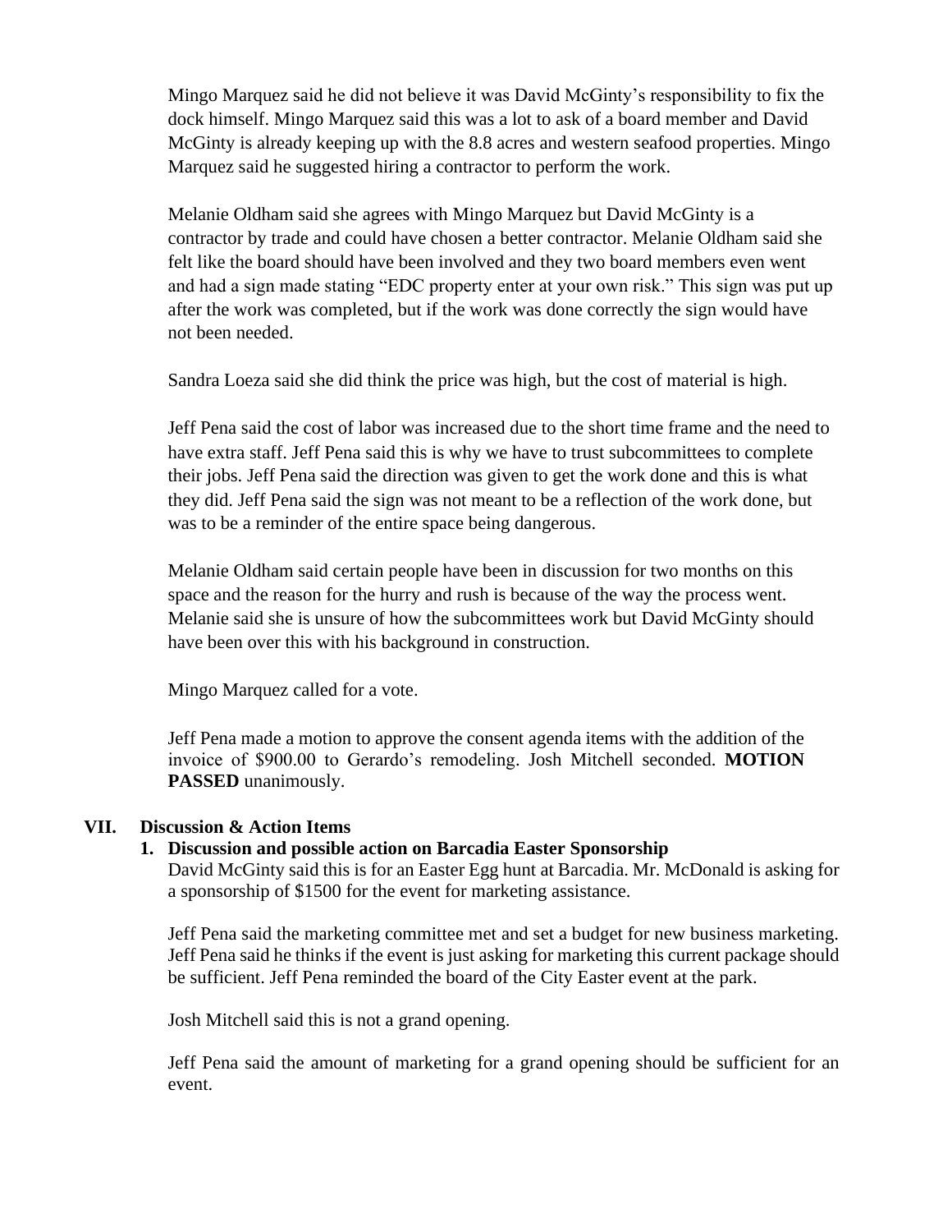Mingo Marquez said he did not believe it was David McGinty's responsibility to fix the dock himself. Mingo Marquez said this was a lot to ask of a board member and David McGinty is already keeping up with the 8.8 acres and western seafood properties. Mingo Marquez said he suggested hiring a contractor to perform the work.

Melanie Oldham said she agrees with Mingo Marquez but David McGinty is a contractor by trade and could have chosen a better contractor. Melanie Oldham said she felt like the board should have been involved and they two board members even went and had a sign made stating "EDC property enter at your own risk." This sign was put up after the work was completed, but if the work was done correctly the sign would have not been needed.

Sandra Loeza said she did think the price was high, but the cost of material is high.

Jeff Pena said the cost of labor was increased due to the short time frame and the need to have extra staff. Jeff Pena said this is why we have to trust subcommittees to complete their jobs. Jeff Pena said the direction was given to get the work done and this is what they did. Jeff Pena said the sign was not meant to be a reflection of the work done, but was to be a reminder of the entire space being dangerous.

Melanie Oldham said certain people have been in discussion for two months on this space and the reason for the hurry and rush is because of the way the process went. Melanie said she is unsure of how the subcommittees work but David McGinty should have been over this with his background in construction.

Mingo Marquez called for a vote.

Jeff Pena made a motion to approve the consent agenda items with the addition of the invoice of $900.00 to Gerardo's remodeling. Josh Mitchell seconded. **MOTION PASSED** unanimously.

## VII. Discussion & Action Items

### 1. Discussion and possible action on Barcadia Easter Sponsorship

David McGinty said this is for an Easter Egg hunt at Barcadia. Mr. McDonald is asking for a sponsorship of $1500 for the event for marketing assistance.

Jeff Pena said the marketing committee met and set a budget for new business marketing. Jeff Pena said he thinks if the event is just asking for marketing this current package should be sufficient. Jeff Pena reminded the board of the City Easter event at the park.

Josh Mitchell said this is not a grand opening.

Jeff Pena said the amount of marketing for a grand opening should be sufficient for an event.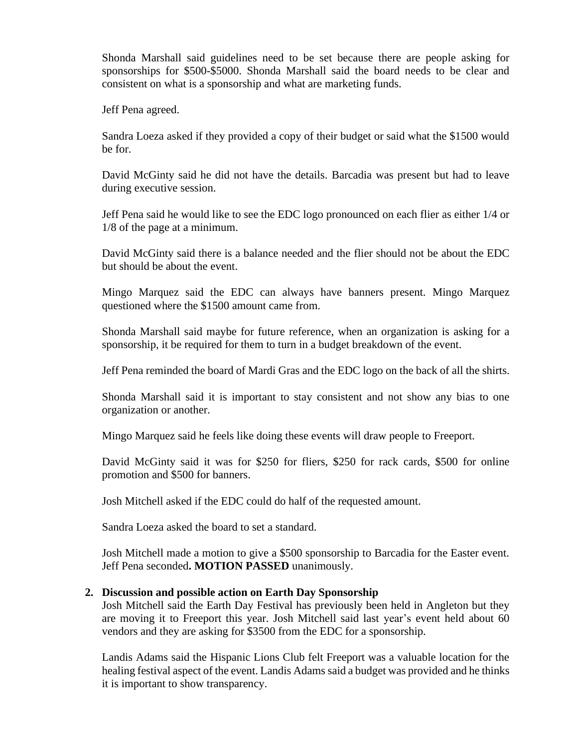Shonda Marshall said guidelines need to be set because there are people asking for sponsorships for $500-$5000. Shonda Marshall said the board needs to be clear and consistent on what is a sponsorship and what are marketing funds.

Jeff Pena agreed.

Sandra Loeza asked if they provided a copy of their budget or said what the $1500 would be for.

David McGinty said he did not have the details. Barcadia was present but had to leave during executive session.

Jeff Pena said he would like to see the EDC logo pronounced on each flier as either 1/4 or 1/8 of the page at a minimum.

David McGinty said there is a balance needed and the flier should not be about the EDC but should be about the event.

Mingo Marquez said the EDC can always have banners present. Mingo Marquez questioned where the $1500 amount came from.

Shonda Marshall said maybe for future reference, when an organization is asking for a sponsorship, it be required for them to turn in a budget breakdown of the event.

Jeff Pena reminded the board of Mardi Gras and the EDC logo on the back of all the shirts.

Shonda Marshall said it is important to stay consistent and not show any bias to one organization or another.

Mingo Marquez said he feels like doing these events will draw people to Freeport.

David McGinty said it was for $250 for fliers, $250 for rack cards, $500 for online promotion and $500 for banners.

Josh Mitchell asked if the EDC could do half of the requested amount.

Sandra Loeza asked the board to set a standard.

Josh Mitchell made a motion to give a $500 sponsorship to Barcadia for the Easter event. Jeff Pena seconded**. MOTION PASSED** unanimously.

**2. Discussion and possible action on Earth Day Sponsorship**

Josh Mitchell said the Earth Day Festival has previously been held in Angleton but they are moving it to Freeport this year. Josh Mitchell said last year's event held about 60 vendors and they are asking for $3500 from the EDC for a sponsorship.

Landis Adams said the Hispanic Lions Club felt Freeport was a valuable location for the healing festival aspect of the event. Landis Adams said a budget was provided and he thinks it is important to show transparency.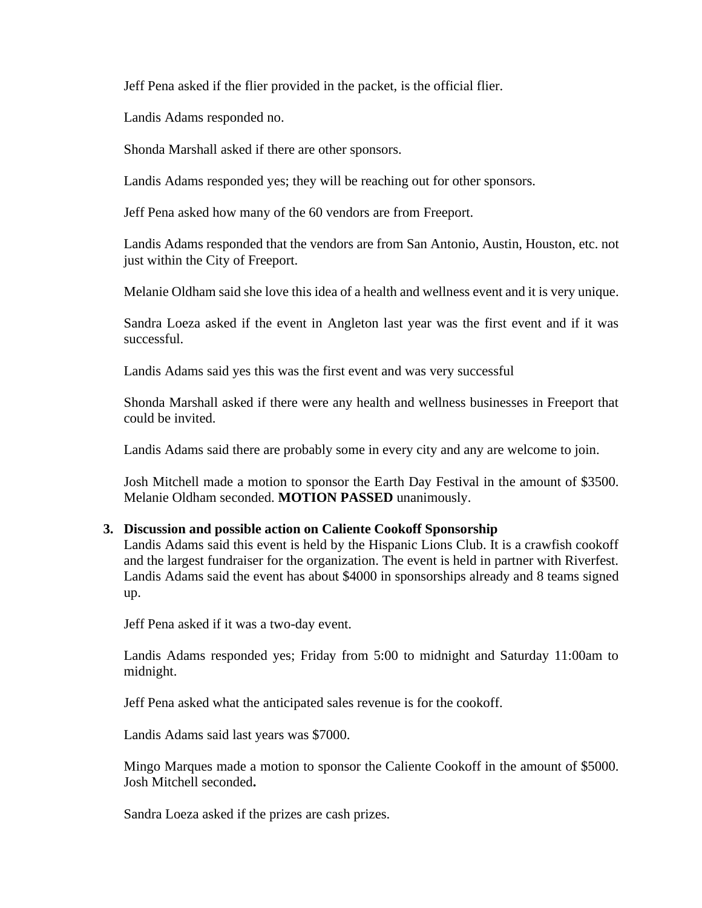Jeff Pena asked if the flier provided in the packet, is the official flier.

Landis Adams responded no.

Shonda Marshall asked if there are other sponsors.

Landis Adams responded yes; they will be reaching out for other sponsors.

Jeff Pena asked how many of the 60 vendors are from Freeport.

Landis Adams responded that the vendors are from San Antonio, Austin, Houston, etc. not just within the City of Freeport.

Melanie Oldham said she love this idea of a health and wellness event and it is very unique.

Sandra Loeza asked if the event in Angleton last year was the first event and if it was successful.

Landis Adams said yes this was the first event and was very successful

Shonda Marshall asked if there were any health and wellness businesses in Freeport that could be invited.

Landis Adams said there are probably some in every city and any are welcome to join.

Josh Mitchell made a motion to sponsor the Earth Day Festival in the amount of $3500. Melanie Oldham seconded. **MOTION PASSED** unanimously.

3. **Discussion and possible action on Caliente Cookoff Sponsorship**
   Landis Adams said this event is held by the Hispanic Lions Club. It is a crawfish cookoff and the largest fundraiser for the organization. The event is held in partner with Riverfest. Landis Adams said the event has about $4000 in sponsorships already and 8 teams signed up.

   Jeff Pena asked if it was a two-day event.

   Landis Adams responded yes; Friday from 5:00 to midnight and Saturday 11:00am to midnight.

   Jeff Pena asked what the anticipated sales revenue is for the cookoff.

   Landis Adams said last years was $7000.

   Mingo Marques made a motion to sponsor the Caliente Cookoff in the amount of $5000. Josh Mitchell seconded**.**

   Sandra Loeza asked if the prizes are cash prizes.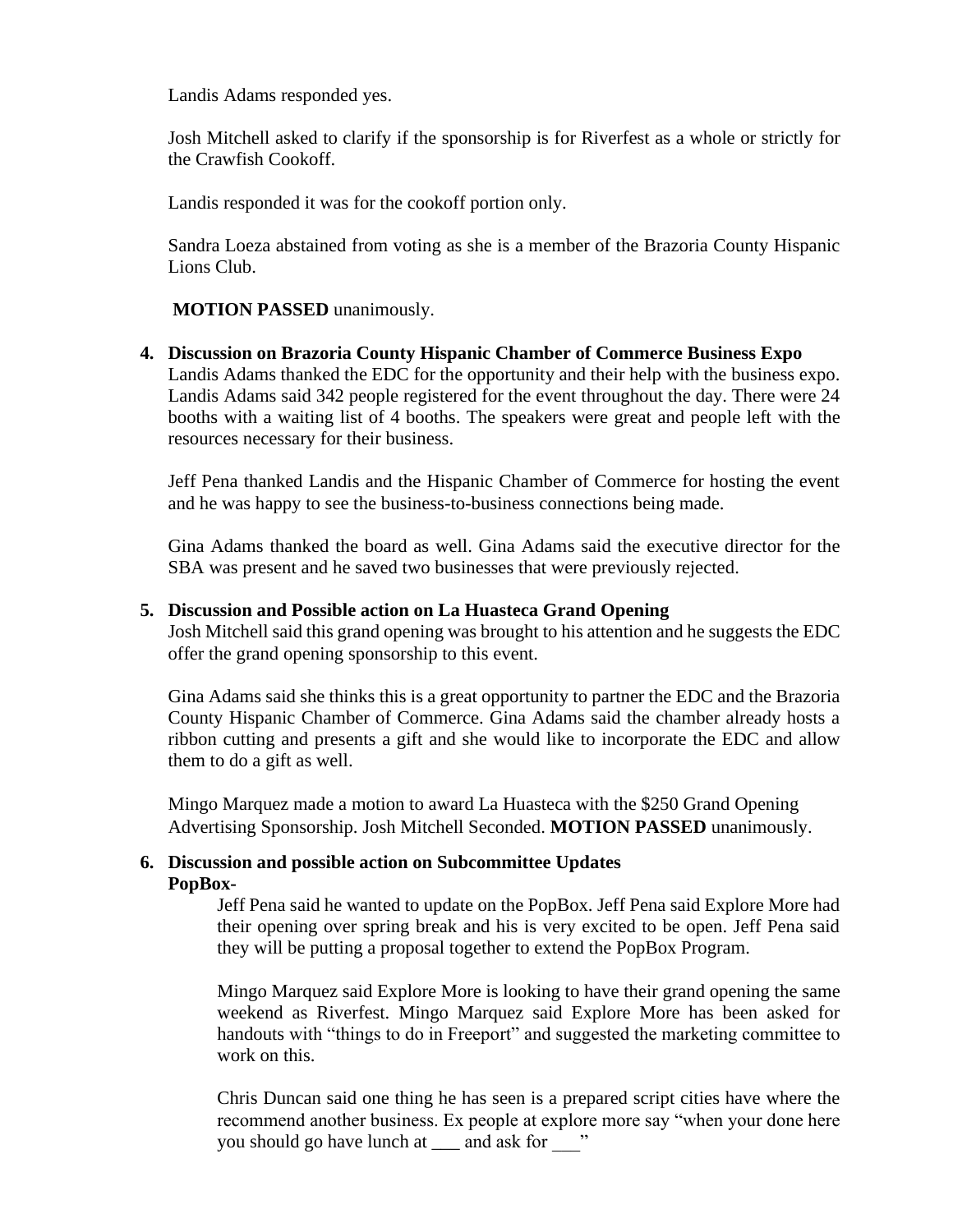Landis Adams responded yes.

Josh Mitchell asked to clarify if the sponsorship is for Riverfest as a whole or strictly for the Crawfish Cookoff.

Landis responded it was for the cookoff portion only.

Sandra Loeza abstained from voting as she is a member of the Brazoria County Hispanic Lions Club.

**MOTION PASSED** unanimously.

**4. Discussion on Brazoria County Hispanic Chamber of Commerce Business Expo**

Landis Adams thanked the EDC for the opportunity and their help with the business expo. Landis Adams said 342 people registered for the event throughout the day. There were 24 booths with a waiting list of 4 booths. The speakers were great and people left with the resources necessary for their business.

Jeff Pena thanked Landis and the Hispanic Chamber of Commerce for hosting the event and he was happy to see the business-to-business connections being made.

Gina Adams thanked the board as well. Gina Adams said the executive director for the SBA was present and he saved two businesses that were previously rejected.

**5. Discussion and Possible action on La Huasteca Grand Opening**

Josh Mitchell said this grand opening was brought to his attention and he suggests the EDC offer the grand opening sponsorship to this event.

Gina Adams said she thinks this is a great opportunity to partner the EDC and the Brazoria County Hispanic Chamber of Commerce. Gina Adams said the chamber already hosts a ribbon cutting and presents a gift and she would like to incorporate the EDC and allow them to do a gift as well.

Mingo Marquez made a motion to award La Huasteca with the $250 Grand Opening Advertising Sponsorship. Josh Mitchell Seconded. **MOTION PASSED** unanimously.

**6. Discussion and possible action on Subcommittee Updates**

**PopBox-**

Jeff Pena said he wanted to update on the PopBox. Jeff Pena said Explore More had their opening over spring break and his is very excited to be open. Jeff Pena said they will be putting a proposal together to extend the PopBox Program.

Mingo Marquez said Explore More is looking to have their grand opening the same weekend as Riverfest. Mingo Marquez said Explore More has been asked for handouts with "things to do in Freeport" and suggested the marketing committee to work on this.

Chris Duncan said one thing he has seen is a prepared script cities have where the recommend another business. Ex people at explore more say "when your done here you should go have lunch at ___ and ask for ___"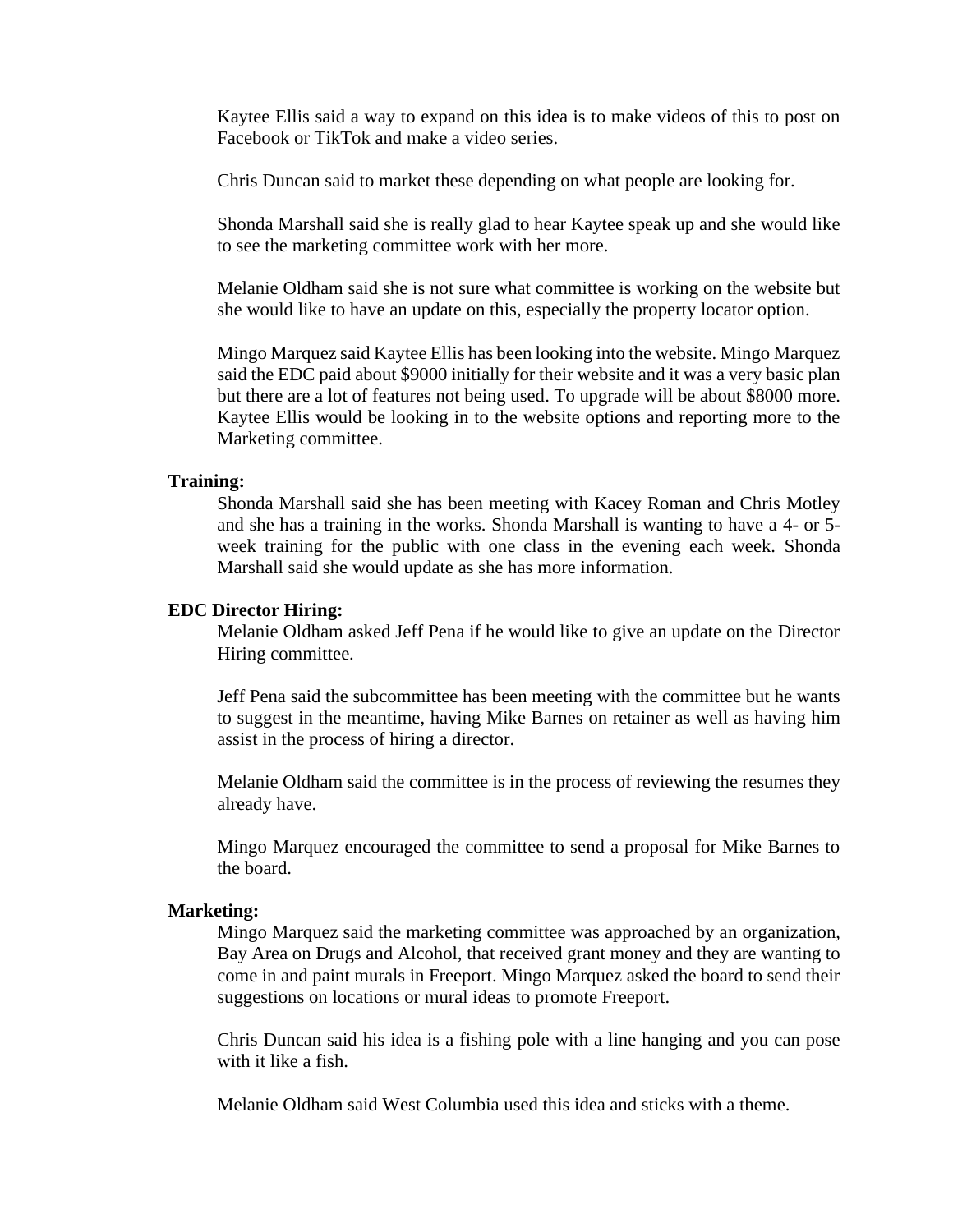Kaytee Ellis said a way to expand on this idea is to make videos of this to post on Facebook or TikTok and make a video series.

Chris Duncan said to market these depending on what people are looking for.

Shonda Marshall said she is really glad to hear Kaytee speak up and she would like to see the marketing committee work with her more.

Melanie Oldham said she is not sure what committee is working on the website but she would like to have an update on this, especially the property locator option.

Mingo Marquez said Kaytee Ellis has been looking into the website. Mingo Marquez said the EDC paid about $9000 initially for their website and it was a very basic plan but there are a lot of features not being used. To upgrade will be about $8000 more. Kaytee Ellis would be looking in to the website options and reporting more to the Marketing committee.

**Training:**

Shonda Marshall said she has been meeting with Kacey Roman and Chris Motley and she has a training in the works. Shonda Marshall is wanting to have a 4- or 5-week training for the public with one class in the evening each week. Shonda Marshall said she would update as she has more information.

**EDC Director Hiring:**

Melanie Oldham asked Jeff Pena if he would like to give an update on the Director Hiring committee.

Jeff Pena said the subcommittee has been meeting with the committee but he wants to suggest in the meantime, having Mike Barnes on retainer as well as having him assist in the process of hiring a director.

Melanie Oldham said the committee is in the process of reviewing the resumes they already have.

Mingo Marquez encouraged the committee to send a proposal for Mike Barnes to the board.

**Marketing:**

Mingo Marquez said the marketing committee was approached by an organization, Bay Area on Drugs and Alcohol, that received grant money and they are wanting to come in and paint murals in Freeport. Mingo Marquez asked the board to send their suggestions on locations or mural ideas to promote Freeport.

Chris Duncan said his idea is a fishing pole with a line hanging and you can pose with it like a fish.

Melanie Oldham said West Columbia used this idea and sticks with a theme.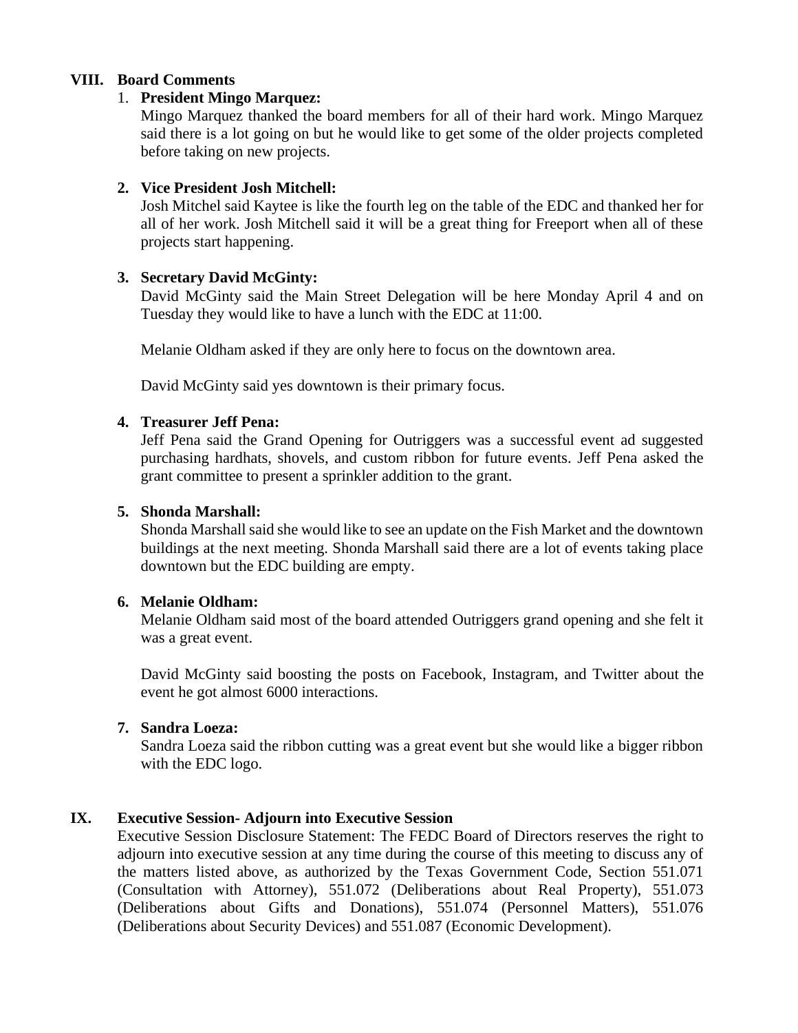## VIII. Board Comments

1. **President Mingo Marquez:**
   Mingo Marquez thanked the board members for all of their hard work. Mingo Marquez said there is a lot going on but he would like to get some of the older projects completed before taking on new projects.

2. **Vice President Josh Mitchell:**
   Josh Mitchel said Kaytee is like the fourth leg on the table of the EDC and thanked her for all of her work. Josh Mitchell said it will be a great thing for Freeport when all of these projects start happening.

3. **Secretary David McGinty:**
   David McGinty said the Main Street Delegation will be here Monday April 4 and on Tuesday they would like to have a lunch with the EDC at 11:00.

   Melanie Oldham asked if they are only here to focus on the downtown area.

   David McGinty said yes downtown is their primary focus.

4. **Treasurer Jeff Pena:**
   Jeff Pena said the Grand Opening for Outriggers was a successful event ad suggested purchasing hardhats, shovels, and custom ribbon for future events. Jeff Pena asked the grant committee to present a sprinkler addition to the grant.

5. **Shonda Marshall:**
   Shonda Marshall said she would like to see an update on the Fish Market and the downtown buildings at the next meeting. Shonda Marshall said there are a lot of events taking place downtown but the EDC building are empty.

6. **Melanie Oldham:**
   Melanie Oldham said most of the board attended Outriggers grand opening and she felt it was a great event.

   David McGinty said boosting the posts on Facebook, Instagram, and Twitter about the event he got almost 6000 interactions.

7. **Sandra Loeza:**
   Sandra Loeza said the ribbon cutting was a great event but she would like a bigger ribbon with the EDC logo.

## IX. Executive Session- Adjourn into Executive Session

Executive Session Disclosure Statement: The FEDC Board of Directors reserves the right to adjourn into executive session at any time during the course of this meeting to discuss any of the matters listed above, as authorized by the Texas Government Code, Section 551.071 (Consultation with Attorney), 551.072 (Deliberations about Real Property), 551.073 (Deliberations about Gifts and Donations), 551.074 (Personnel Matters), 551.076 (Deliberations about Security Devices) and 551.087 (Economic Development).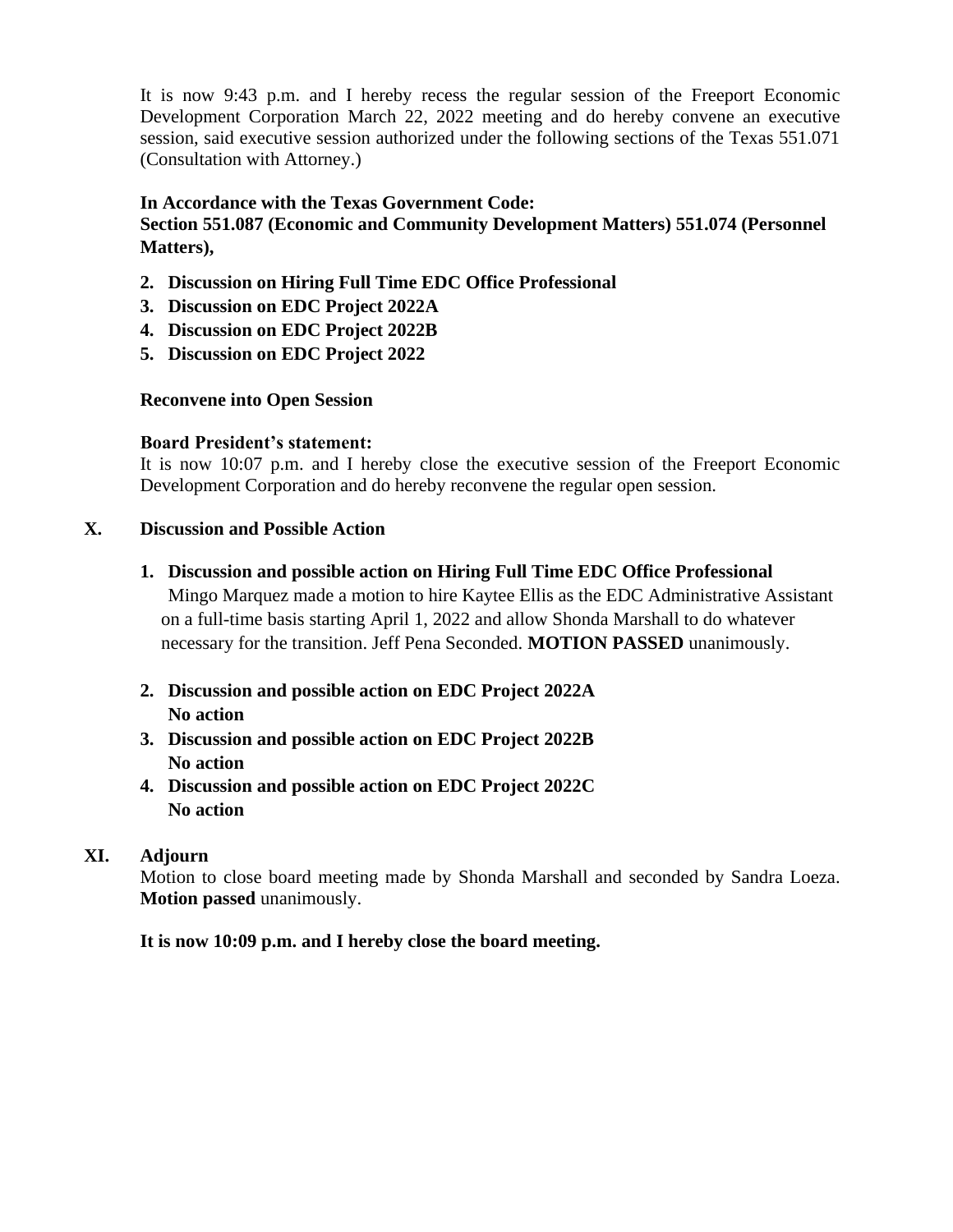It is now 9:43 p.m. and I hereby recess the regular session of the Freeport Economic Development Corporation March 22, 2022 meeting and do hereby convene an executive session, said executive session authorized under the following sections of the Texas 551.071 (Consultation with Attorney.)

**In Accordance with the Texas Government Code:**
**Section 551.087 (Economic and Community Development Matters) 551.074 (Personnel Matters),**

2. **Discussion on Hiring Full Time EDC Office Professional**
3. **Discussion on EDC Project 2022A**
4. **Discussion on EDC Project 2022B**
5. **Discussion on EDC Project 2022**

**Reconvene into Open Session**

**Board President's statement:**
It is now 10:07 p.m. and I hereby close the executive session of the Freeport Economic Development Corporation and do hereby reconvene the regular open session.

## X. Discussion and Possible Action

1. **Discussion and possible action on Hiring Full Time EDC Office Professional**
   Mingo Marquez made a motion to hire Kaytee Ellis as the EDC Administrative Assistant on a full-time basis starting April 1, 2022 and allow Shonda Marshall to do whatever necessary for the transition. Jeff Pena Seconded. **MOTION PASSED** unanimously.

2. **Discussion and possible action on EDC Project 2022A**
   **No action**
3. **Discussion and possible action on EDC Project 2022B**
   **No action**
4. **Discussion and possible action on EDC Project 2022C**
   **No action**

## XI. Adjourn

Motion to close board meeting made by Shonda Marshall and seconded by Sandra Loeza. **Motion passed** unanimously.

**It is now 10:09 p.m. and I hereby close the board meeting.**